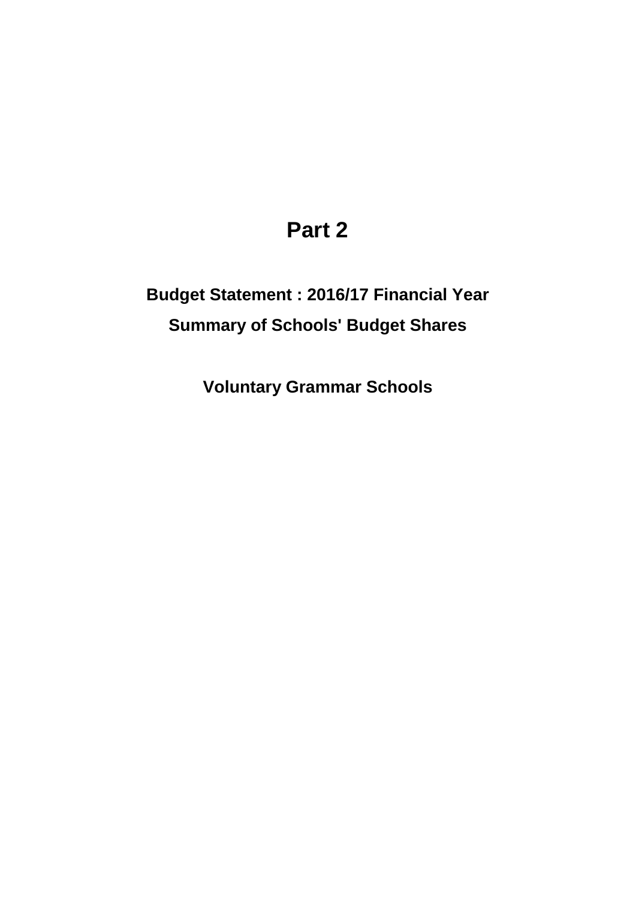# Part 2

## Budget Statement : 2016/17 Financial Year

## Summary of Schools' Budget Shares

## Voluntary Grammar Schools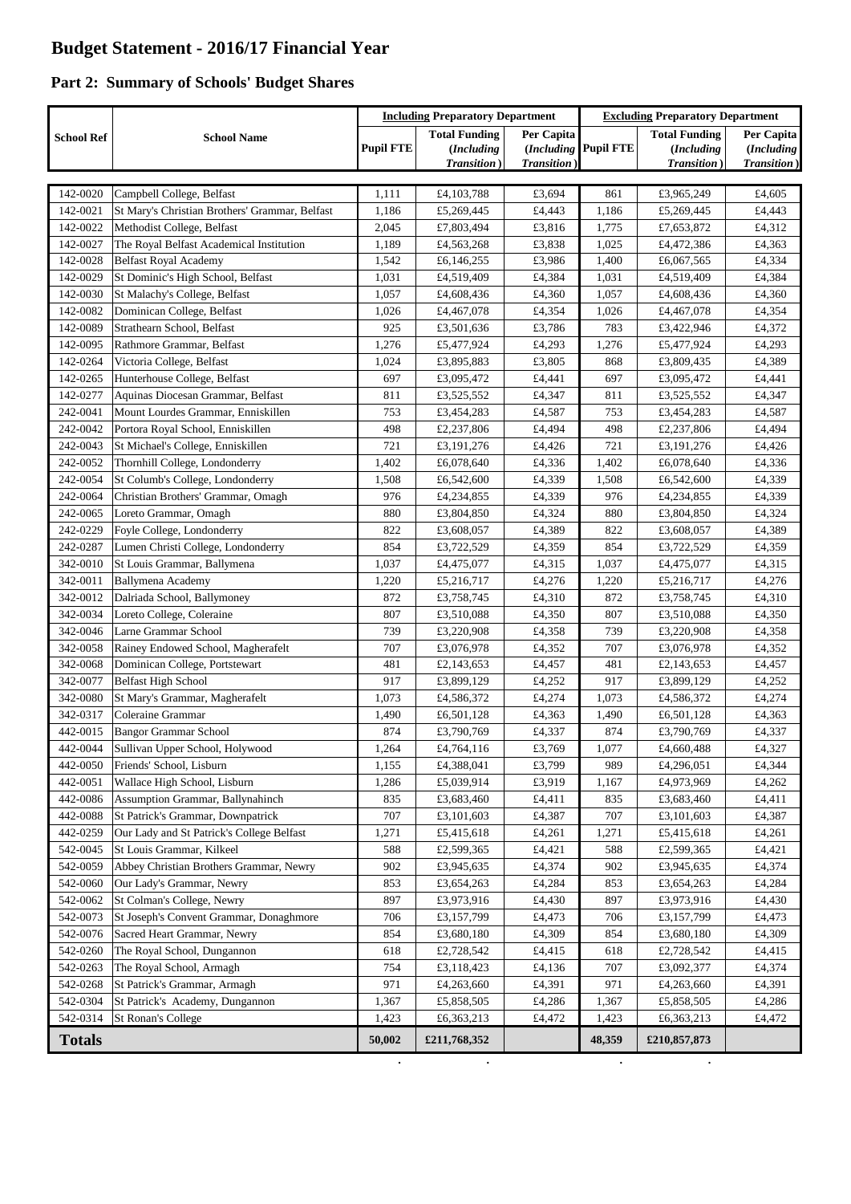# Budget Statement - 2016/17 Financial Year

## Part 2: Summary of Schools' Budget Shares

| School Ref | School Name | Including Preparatory Department | | | Excluding Preparatory Department | | |
|---|---|---|---|---|---|---|---|
| | | Pupil FTE | Total Funding (*Including Transition*) | Per Capita (*Including Transition*) | Pupil FTE | Total Funding (*Including Transition*) | Per Capita (*Including Transition*) |
| 142-0020 | Campbell College, Belfast | 1,111 | £4,103,788 | £3,694 | 861 | £3,965,249 | £4,605 |
| 142-0021 | St Mary's Christian Brothers' Grammar, Belfast | 1,186 | £5,269,445 | £4,443 | 1,186 | £5,269,445 | £4,443 |
| 142-0022 | Methodist College, Belfast | 2,045 | £7,803,494 | £3,816 | 1,775 | £7,653,872 | £4,312 |
| 142-0027 | The Royal Belfast Academical Institution | 1,189 | £4,563,268 | £3,838 | 1,025 | £4,472,386 | £4,363 |
| 142-0028 | Belfast Royal Academy | 1,542 | £6,146,255 | £3,986 | 1,400 | £6,067,565 | £4,334 |
| 142-0029 | St Dominic's High School, Belfast | 1,031 | £4,519,409 | £4,384 | 1,031 | £4,519,409 | £4,384 |
| 142-0030 | St Malachy's College, Belfast | 1,057 | £4,608,436 | £4,360 | 1,057 | £4,608,436 | £4,360 |
| 142-0082 | Dominican College, Belfast | 1,026 | £4,467,078 | £4,354 | 1,026 | £4,467,078 | £4,354 |
| 142-0089 | Strathearn School, Belfast | 925 | £3,501,636 | £3,786 | 783 | £3,422,946 | £4,372 |
| 142-0095 | Rathmore Grammar, Belfast | 1,276 | £5,477,924 | £4,293 | 1,276 | £5,477,924 | £4,293 |
| 142-0264 | Victoria College, Belfast | 1,024 | £3,895,883 | £3,805 | 868 | £3,809,435 | £4,389 |
| 142-0265 | Hunterhouse College, Belfast | 697 | £3,095,472 | £4,441 | 697 | £3,095,472 | £4,441 |
| 142-0277 | Aquinas Diocesan Grammar, Belfast | 811 | £3,525,552 | £4,347 | 811 | £3,525,552 | £4,347 |
| 242-0041 | Mount Lourdes Grammar, Enniskillen | 753 | £3,454,283 | £4,587 | 753 | £3,454,283 | £4,587 |
| 242-0042 | Portora Royal School, Enniskillen | 498 | £2,237,806 | £4,494 | 498 | £2,237,806 | £4,494 |
| 242-0043 | St Michael's College, Enniskillen | 721 | £3,191,276 | £4,426 | 721 | £3,191,276 | £4,426 |
| 242-0052 | Thornhill College, Londonderry | 1,402 | £6,078,640 | £4,336 | 1,402 | £6,078,640 | £4,336 |
| 242-0054 | St Columb's College, Londonderry | 1,508 | £6,542,600 | £4,339 | 1,508 | £6,542,600 | £4,339 |
| 242-0064 | Christian Brothers' Grammar, Omagh | 976 | £4,234,855 | £4,339 | 976 | £4,234,855 | £4,339 |
| 242-0065 | Loreto Grammar, Omagh | 880 | £3,804,850 | £4,324 | 880 | £3,804,850 | £4,324 |
| 242-0229 | Foyle College, Londonderry | 822 | £3,608,057 | £4,389 | 822 | £3,608,057 | £4,389 |
| 242-0287 | Lumen Christi College, Londonderry | 854 | £3,722,529 | £4,359 | 854 | £3,722,529 | £4,359 |
| 342-0010 | St Louis Grammar, Ballymena | 1,037 | £4,475,077 | £4,315 | 1,037 | £4,475,077 | £4,315 |
| 342-0011 | Ballymena Academy | 1,220 | £5,216,717 | £4,276 | 1,220 | £5,216,717 | £4,276 |
| 342-0012 | Dalriada School, Ballymoney | 872 | £3,758,745 | £4,310 | 872 | £3,758,745 | £4,310 |
| 342-0034 | Loreto College, Coleraine | 807 | £3,510,088 | £4,350 | 807 | £3,510,088 | £4,350 |
| 342-0046 | Larne Grammar School | 739 | £3,220,908 | £4,358 | 739 | £3,220,908 | £4,358 |
| 342-0058 | Rainey Endowed School, Magherafelt | 707 | £3,076,978 | £4,352 | 707 | £3,076,978 | £4,352 |
| 342-0068 | Dominican College, Portstewart | 481 | £2,143,653 | £4,457 | 481 | £2,143,653 | £4,457 |
| 342-0077 | Belfast High School | 917 | £3,899,129 | £4,252 | 917 | £3,899,129 | £4,252 |
| 342-0080 | St Mary's Grammar, Magherafelt | 1,073 | £4,586,372 | £4,274 | 1,073 | £4,586,372 | £4,274 |
| 342-0317 | Coleraine Grammar | 1,490 | £6,501,128 | £4,363 | 1,490 | £6,501,128 | £4,363 |
| 442-0015 | Bangor Grammar School | 874 | £3,790,769 | £4,337 | 874 | £3,790,769 | £4,337 |
| 442-0044 | Sullivan Upper School, Holywood | 1,264 | £4,764,116 | £3,769 | 1,077 | £4,660,488 | £4,327 |
| 442-0050 | Friends' School, Lisburn | 1,155 | £4,388,041 | £3,799 | 989 | £4,296,051 | £4,344 |
| 442-0051 | Wallace High School, Lisburn | 1,286 | £5,039,914 | £3,919 | 1,167 | £4,973,969 | £4,262 |
| 442-0086 | Assumption Grammar, Ballynahinch | 835 | £3,683,460 | £4,411 | 835 | £3,683,460 | £4,411 |
| 442-0088 | St Patrick's Grammar, Downpatrick | 707 | £3,101,603 | £4,387 | 707 | £3,101,603 | £4,387 |
| 442-0259 | Our Lady and St Patrick's College Belfast | 1,271 | £5,415,618 | £4,261 | 1,271 | £5,415,618 | £4,261 |
| 542-0045 | St Louis Grammar, Kilkeel | 588 | £2,599,365 | £4,421 | 588 | £2,599,365 | £4,421 |
| 542-0059 | Abbey Christian Brothers Grammar, Newry | 902 | £3,945,635 | £4,374 | 902 | £3,945,635 | £4,374 |
| 542-0060 | Our Lady's Grammar, Newry | 853 | £3,654,263 | £4,284 | 853 | £3,654,263 | £4,284 |
| 542-0062 | St Colman's College, Newry | 897 | £3,973,916 | £4,430 | 897 | £3,973,916 | £4,430 |
| 542-0073 | St Joseph's Convent Grammar, Donaghmore | 706 | £3,157,799 | £4,473 | 706 | £3,157,799 | £4,473 |
| 542-0076 | Sacred Heart Grammar, Newry | 854 | £3,680,180 | £4,309 | 854 | £3,680,180 | £4,309 |
| 542-0260 | The Royal School, Dungannon | 618 | £2,728,542 | £4,415 | 618 | £2,728,542 | £4,415 |
| 542-0263 | The Royal School, Armagh | 754 | £3,118,423 | £4,136 | 707 | £3,092,377 | £4,374 |
| 542-0268 | St Patrick's Grammar, Armagh | 971 | £4,263,660 | £4,391 | 971 | £4,263,660 | £4,391 |
| 542-0304 | St Patrick's Academy, Dungannon | 1,367 | £5,858,505 | £4,286 | 1,367 | £5,858,505 | £4,286 |
| 542-0314 | St Ronan's College | 1,423 | £6,363,213 | £4,472 | 1,423 | £6,363,213 | £4,472 |
| **Totals** | | **50,002** | **£211,768,352** | | **48,359** | **£210,857,873** | |